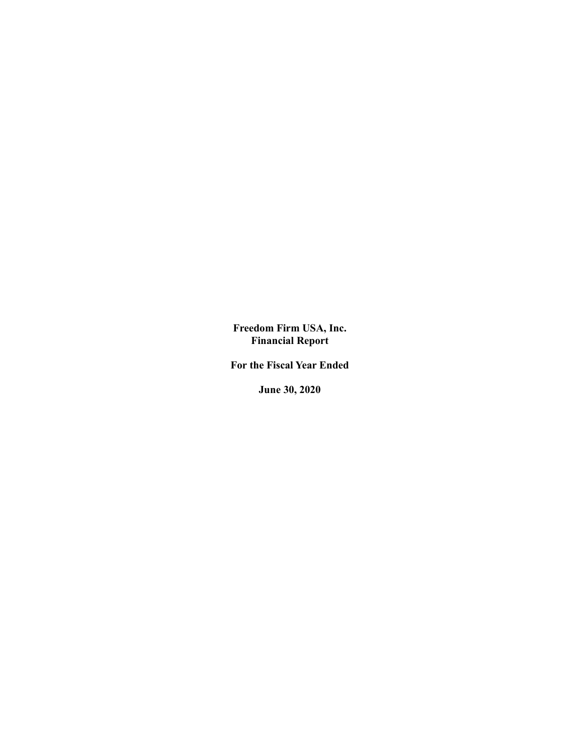**Freedom Firm USA, Inc.**
**Financial Report**

**For the Fiscal Year Ended**

**June 30, 2020**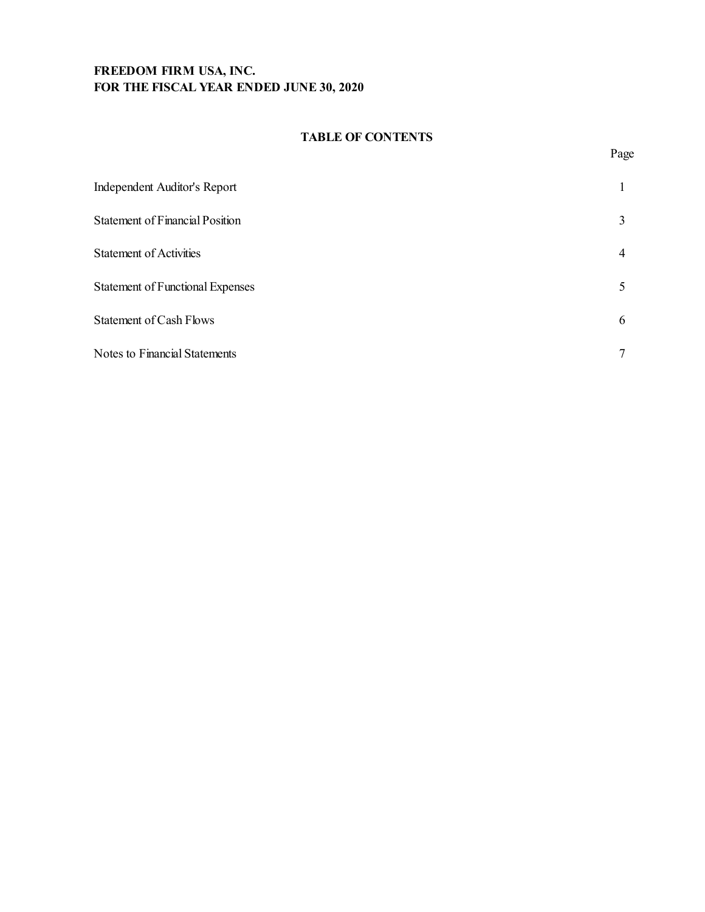**FREEDOM FIRM USA, INC.**
**FOR THE FISCAL YEAR ENDED JUNE 30, 2020**

## TABLE OF CONTENTS

| | Page |
|---|---|
| Independent Auditor's Report | 1 |
| Statement of Financial Position | 3 |
| Statement of Activities | 4 |
| Statement of Functional Expenses | 5 |
| Statement of Cash Flows | 6 |
| Notes to Financial Statements | 7 |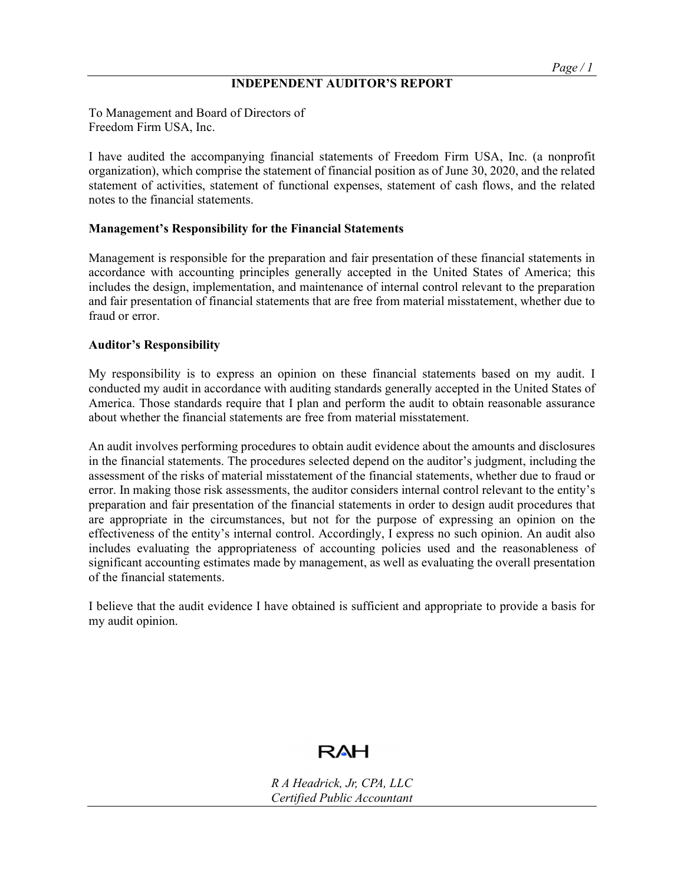# INDEPENDENT AUDITOR'S REPORT

To Management and Board of Directors of
Freedom Firm USA, Inc.

I have audited the accompanying financial statements of Freedom Firm USA, Inc. (a nonprofit organization), which comprise the statement of financial position as of June 30, 2020, and the related statement of activities, statement of functional expenses, statement of cash flows, and the related notes to the financial statements.

**Management's Responsibility for the Financial Statements**

Management is responsible for the preparation and fair presentation of these financial statements in accordance with accounting principles generally accepted in the United States of America; this includes the design, implementation, and maintenance of internal control relevant to the preparation and fair presentation of financial statements that are free from material misstatement, whether due to fraud or error.

**Auditor's Responsibility**

My responsibility is to express an opinion on these financial statements based on my audit. I conducted my audit in accordance with auditing standards generally accepted in the United States of America. Those standards require that I plan and perform the audit to obtain reasonable assurance about whether the financial statements are free from material misstatement.

An audit involves performing procedures to obtain audit evidence about the amounts and disclosures in the financial statements. The procedures selected depend on the auditor's judgment, including the assessment of the risks of material misstatement of the financial statements, whether due to fraud or error. In making those risk assessments, the auditor considers internal control relevant to the entity's preparation and fair presentation of the financial statements in order to design audit procedures that are appropriate in the circumstances, but not for the purpose of expressing an opinion on the effectiveness of the entity's internal control. Accordingly, I express no such opinion. An audit also includes evaluating the appropriateness of accounting policies used and the reasonableness of significant accounting estimates made by management, as well as evaluating the overall presentation of the financial statements.

I believe that the audit evidence I have obtained is sufficient and appropriate to provide a basis for my audit opinion.

RAH

*R A Headrick, Jr, CPA, LLC*
*Certified Public Accountant*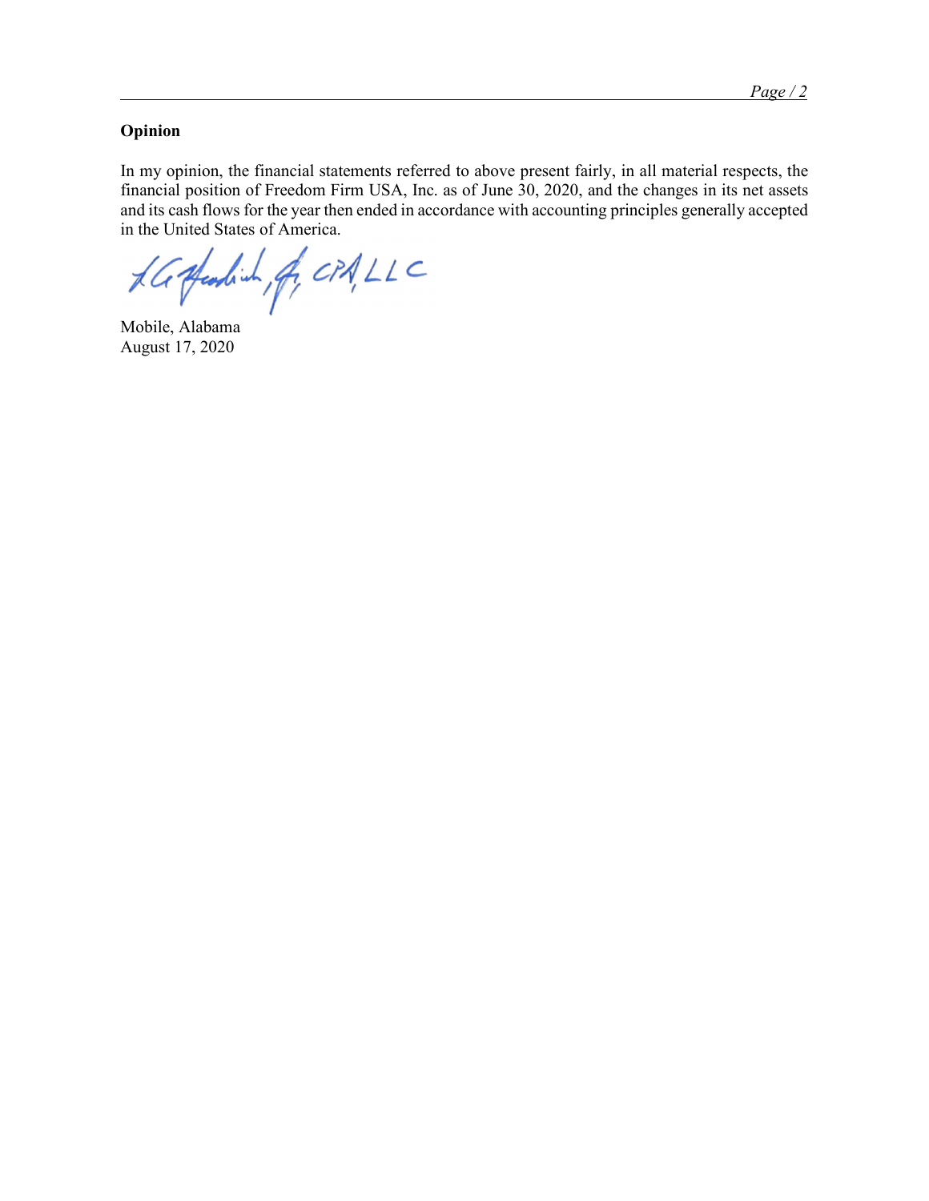**Opinion**

In my opinion, the financial statements referred to above present fairly, in all material respects, the financial position of Freedom Firm USA, Inc. as of June 30, 2020, and the changes in its net assets and its cash flows for the year then ended in accordance with accounting principles generally accepted in the United States of America.

Mobile, Alabama
August 17, 2020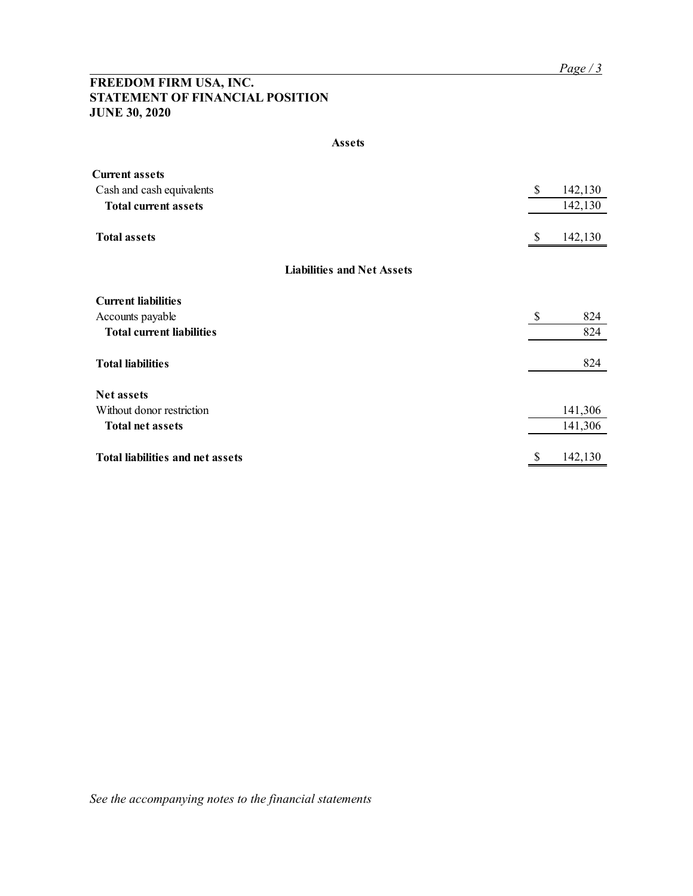# FREEDOM FIRM USA, INC.
## STATEMENT OF FINANCIAL POSITION
## JUNE 30, 2020

| | | |
|---|---|---|
| **Assets** | | |
| **Current assets** | | |
| Cash and cash equivalents | $ | 142,130 |
| **Total current assets** | | 142,130 |
| **Total assets** | $ | 142,130 |
| **Liabilities and Net Assets** | | |
| **Current liabilities** | | |
| Accounts payable | $ | 824 |
| **Total current liabilities** | | 824 |
| **Total liabilities** | | 824 |
| **Net assets** | | |
| Without donor restriction | | 141,306 |
| **Total net assets** | | 141,306 |
| **Total liabilities and net assets** | $ | 142,130 |

*See the accompanying notes to the financial statements*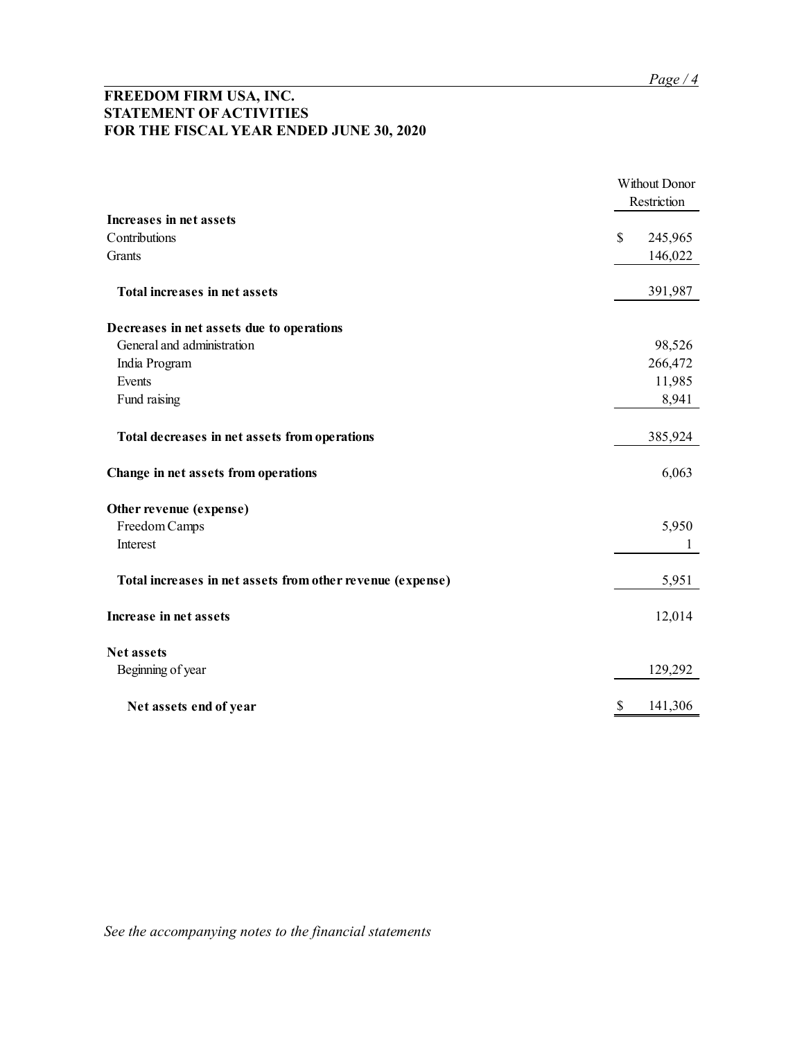**FREEDOM FIRM USA, INC.**
**STATEMENT OF ACTIVITIES**
**FOR THE FISCAL YEAR ENDED JUNE 30, 2020**

| | Without Donor Restriction |
|---|---|
| **Increases in net assets** | |
| Contributions | $ 245,965 |
| Grants | 146,022 |
| **Total increases in net assets** | 391,987 |
| **Decreases in net assets due to operations** | |
| General and administration | 98,526 |
| India Program | 266,472 |
| Events | 11,985 |
| Fund raising | 8,941 |
| **Total decreases in net assets from operations** | 385,924 |
| **Change in net assets from operations** | 6,063 |
| **Other revenue (expense)** | |
| Freedom Camps | 5,950 |
| Interest | 1 |
| **Total increases in net assets from other revenue (expense)** | 5,951 |
| **Increase in net assets** | 12,014 |
| **Net assets** | |
| Beginning of year | 129,292 |
| **Net assets end of year** | $ 141,306 |

*See the accompanying notes to the financial statements*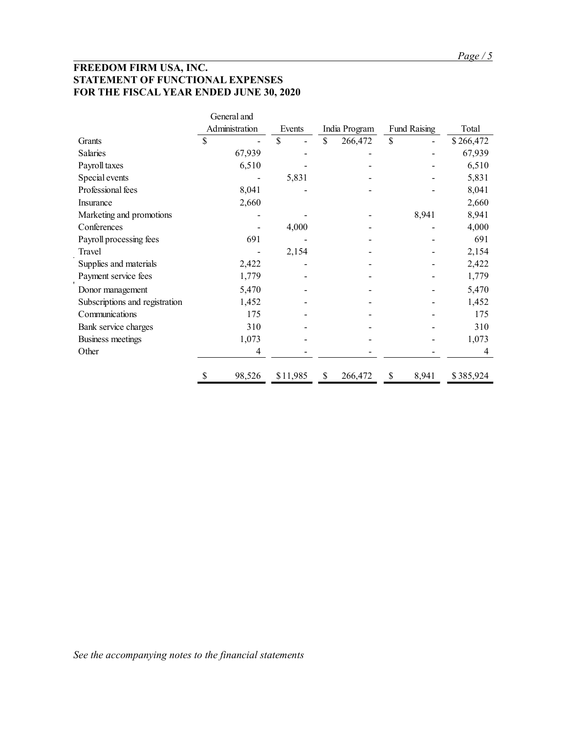# FREEDOM FIRM USA, INC.
## STATEMENT OF FUNCTIONAL EXPENSES
## FOR THE FISCAL YEAR ENDED JUNE 30, 2020

| | General and Administration | Events | India Program | Fund Raising | Total |
|---|---|---|---|---|---|
| Grants | $ - | $ - | $ 266,472 | $ - | $ 266,472 |
| Salaries | 67,939 | - | - | - | 67,939 |
| Payroll taxes | 6,510 | - | - | - | 6,510 |
| Special events | - | 5,831 | - | - | 5,831 |
| Professional fees | 8,041 | - | - | - | 8,041 |
| Insurance | 2,660 | | | | 2,660 |
| Marketing and promotions | - | - | - | 8,941 | 8,941 |
| Conferences | - | 4,000 | - | - | 4,000 |
| Payroll processing fees | 691 | - | - | - | 691 |
| Travel | - | 2,154 | - | - | 2,154 |
| Supplies and materials | 2,422 | - | - | - | 2,422 |
| Payment service fees | 1,779 | - | - | - | 1,779 |
| Donor management | 5,470 | - | - | - | 5,470 |
| Subscriptions and registration | 1,452 | - | - | - | 1,452 |
| Communications | 175 | - | - | - | 175 |
| Bank service charges | 310 | - | - | - | 310 |
| Business meetings | 1,073 | - | - | - | 1,073 |
| Other | 4 | - | - | - | 4 |
| | $ 98,526 | $ 11,985 | $ 266,472 | $ 8,941 | $ 385,924 |

*See the accompanying notes to the financial statements*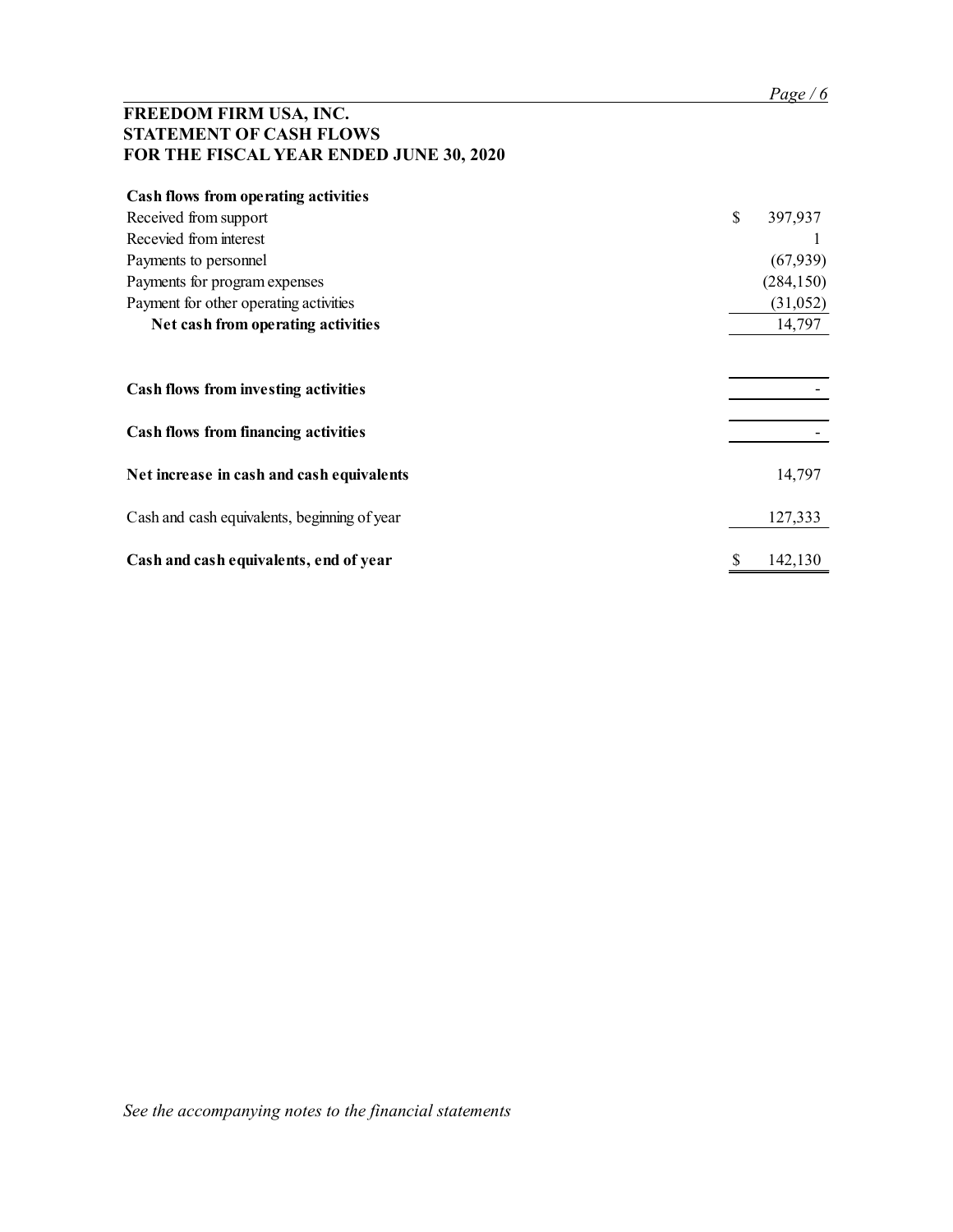# FREEDOM FIRM USA, INC.
# STATEMENT OF CASH FLOWS
# FOR THE FISCAL YEAR ENDED JUNE 30, 2020

| | |
|---|---|
| **Cash flows from operating activities** | |
| Received from support | $ 397,937 |
| Recevied from interest | 1 |
| Payments to personnel | (67,939) |
| Payments for program expenses | (284,150) |
| Payment for other operating activities | (31,052) |
| **Net cash from operating activities** | 14,797 |
| | |
| **Cash flows from investing activities** | - |
| | |
| **Cash flows from financing activities** | - |
| | |
| **Net increase in cash and cash equivalents** | 14,797 |
| | |
| Cash and cash equivalents, beginning of year | 127,333 |
| | |
| **Cash and cash equivalents, end of year** | $ 142,130 |

*See the accompanying notes to the financial statements*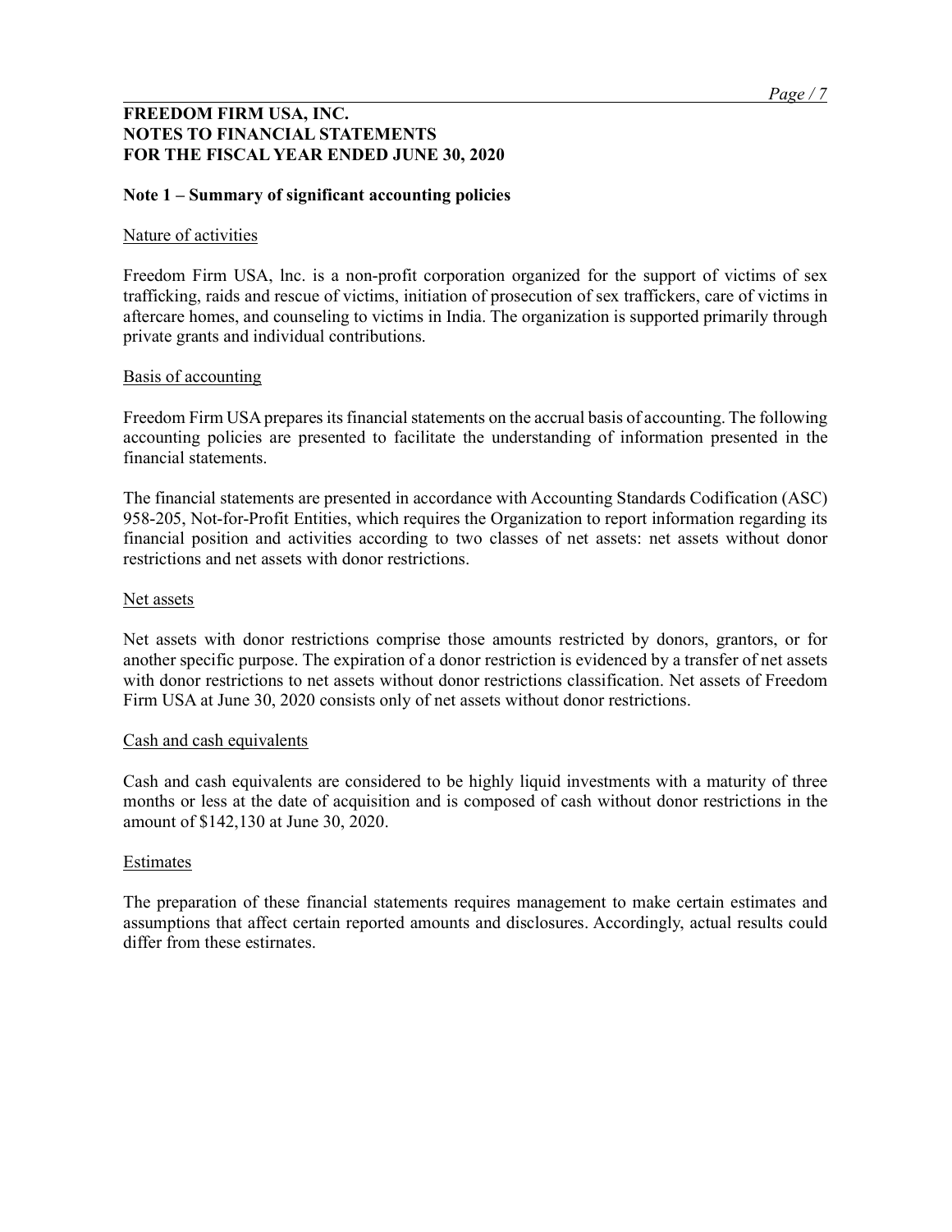**FREEDOM FIRM USA, INC.**
**NOTES TO FINANCIAL STATEMENTS**
**FOR THE FISCAL YEAR ENDED JUNE 30, 2020**

**Note 1 – Summary of significant accounting policies**

Nature of activities

Freedom Firm USA, lnc. is a non-profit corporation organized for the support of victims of sex trafficking, raids and rescue of victims, initiation of prosecution of sex traffickers, care of victims in aftercare homes, and counseling to victims in India. The organization is supported primarily through private grants and individual contributions.

Basis of accounting

Freedom Firm USA prepares its financial statements on the accrual basis of accounting. The following accounting policies are presented to facilitate the understanding of information presented in the financial statements.

The financial statements are presented in accordance with Accounting Standards Codification (ASC) 958-205, Not-for-Profit Entities, which requires the Organization to report information regarding its financial position and activities according to two classes of net assets: net assets without donor restrictions and net assets with donor restrictions.

Net assets

Net assets with donor restrictions comprise those amounts restricted by donors, grantors, or for another specific purpose. The expiration of a donor restriction is evidenced by a transfer of net assets with donor restrictions to net assets without donor restrictions classification. Net assets of Freedom Firm USA at June 30, 2020 consists only of net assets without donor restrictions.

Cash and cash equivalents

Cash and cash equivalents are considered to be highly liquid investments with a maturity of three months or less at the date of acquisition and is composed of cash without donor restrictions in the amount of $142,130 at June 30, 2020.

Estimates

The preparation of these financial statements requires management to make certain estimates and assumptions that affect certain reported amounts and disclosures. Accordingly, actual results could differ from these estirnates.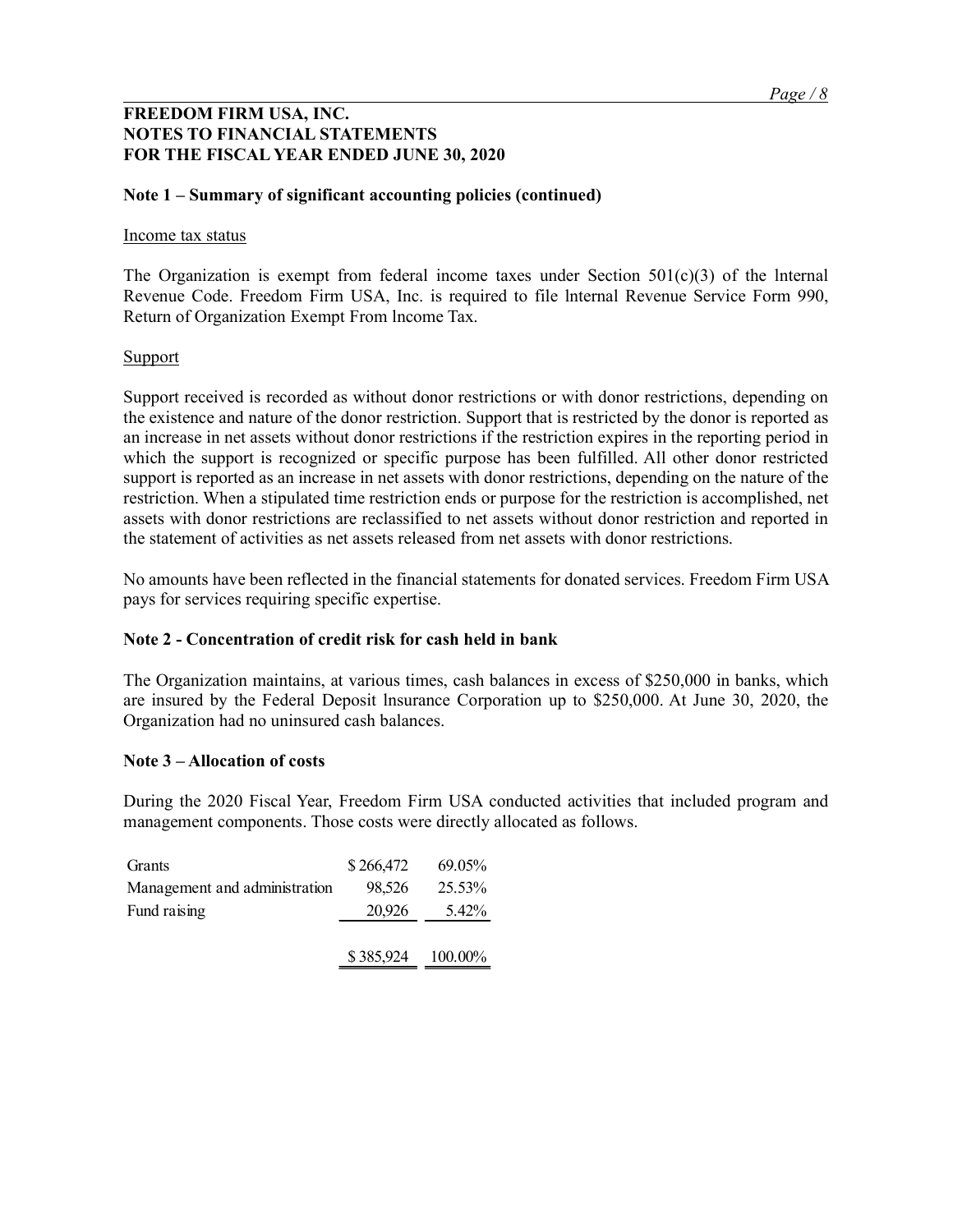**FREEDOM FIRM USA, INC.**
**NOTES TO FINANCIAL STATEMENTS**
**FOR THE FISCAL YEAR ENDED JUNE 30, 2020**

**Note 1 – Summary of significant accounting policies (continued)**

Income tax status

The Organization is exempt from federal income taxes under Section 501(c)(3) of the lnternal Revenue Code. Freedom Firm USA, Inc. is required to file lnternal Revenue Service Form 990, Return of Organization Exempt From lncome Tax.

Support

Support received is recorded as without donor restrictions or with donor restrictions, depending on the existence and nature of the donor restriction. Support that is restricted by the donor is reported as an increase in net assets without donor restrictions if the restriction expires in the reporting period in which the support is recognized or specific purpose has been fulfilled. All other donor restricted support is reported as an increase in net assets with donor restrictions, depending on the nature of the restriction. When a stipulated time restriction ends or purpose for the restriction is accomplished, net assets with donor restrictions are reclassified to net assets without donor restriction and reported in the statement of activities as net assets released from net assets with donor restrictions.

No amounts have been reflected in the financial statements for donated services. Freedom Firm USA pays for services requiring specific expertise.

**Note 2 - Concentration of credit risk for cash held in bank**

The Organization maintains, at various times, cash balances in excess of $250,000 in banks, which are insured by the Federal Deposit lnsurance Corporation up to $250,000. At June 30, 2020, the Organization had no uninsured cash balances.

**Note 3 – Allocation of costs**

During the 2020 Fiscal Year, Freedom Firm USA conducted activities that included program and management components. Those costs were directly allocated as follows.

| | | |
|---|---|---|
| Grants | $ 266,472 | 69.05% |
| Management and administration | 98,526 | 25.53% |
| Fund raising | 20,926 | 5.42% |
| | $ 385,924 | 100.00% |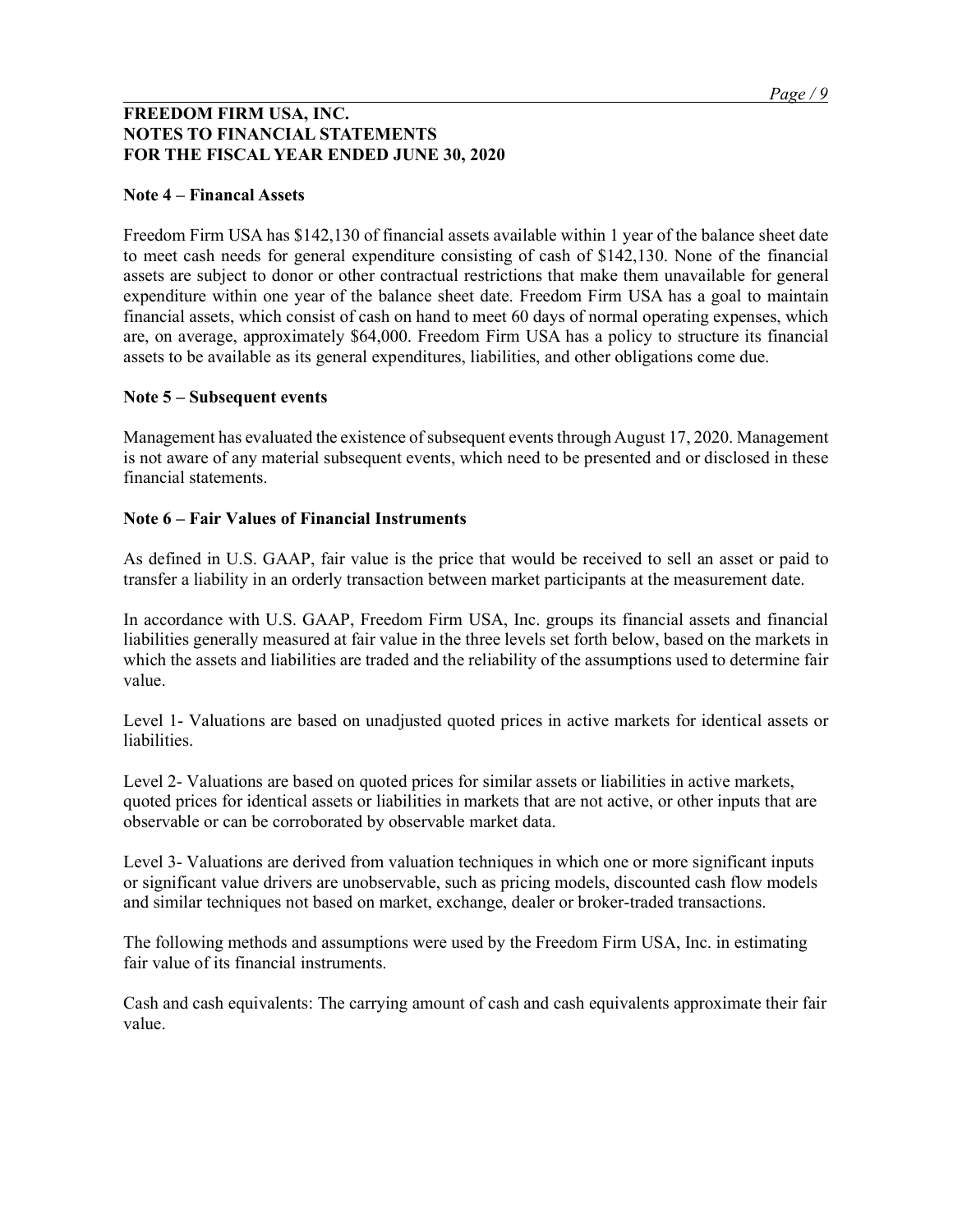**FREEDOM FIRM USA, INC.**
**NOTES TO FINANCIAL STATEMENTS**
**FOR THE FISCAL YEAR ENDED JUNE 30, 2020**

**Note 4 – Financal Assets**

Freedom Firm USA has $142,130 of financial assets available within 1 year of the balance sheet date to meet cash needs for general expenditure consisting of cash of $142,130. None of the financial assets are subject to donor or other contractual restrictions that make them unavailable for general expenditure within one year of the balance sheet date. Freedom Firm USA has a goal to maintain financial assets, which consist of cash on hand to meet 60 days of normal operating expenses, which are, on average, approximately $64,000. Freedom Firm USA has a policy to structure its financial assets to be available as its general expenditures, liabilities, and other obligations come due.

**Note 5 – Subsequent events**

Management has evaluated the existence of subsequent events through August 17, 2020. Management is not aware of any material subsequent events, which need to be presented and or disclosed in these financial statements.

**Note 6 – Fair Values of Financial Instruments**

As defined in U.S. GAAP, fair value is the price that would be received to sell an asset or paid to transfer a liability in an orderly transaction between market participants at the measurement date.

In accordance with U.S. GAAP, Freedom Firm USA, Inc. groups its financial assets and financial liabilities generally measured at fair value in the three levels set forth below, based on the markets in which the assets and liabilities are traded and the reliability of the assumptions used to determine fair value.

Level 1- Valuations are based on unadjusted quoted prices in active markets for identical assets or liabilities.

Level 2- Valuations are based on quoted prices for similar assets or liabilities in active markets, quoted prices for identical assets or liabilities in markets that are not active, or other inputs that are observable or can be corroborated by observable market data.

Level 3- Valuations are derived from valuation techniques in which one or more significant inputs or significant value drivers are unobservable, such as pricing models, discounted cash flow models and similar techniques not based on market, exchange, dealer or broker-traded transactions.

The following methods and assumptions were used by the Freedom Firm USA, Inc. in estimating fair value of its financial instruments.

Cash and cash equivalents: The carrying amount of cash and cash equivalents approximate their fair value.